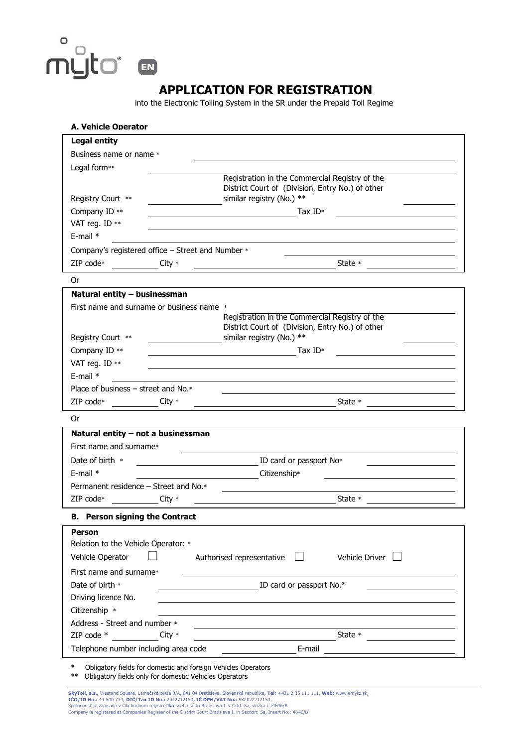mýto EN

# APPLICATION FOR REGISTRATION

into the Electronic Tolling System in the SR under the Prepaid Toll Regime

## A. Vehicle Operator

**Legal entity**

Business name or name * \_\_\_\_\_\_\_\_\_\_\_\_\_\_\_\_\_\_\_\_

Legal form** \_\_\_\_\_\_\_\_\_\_\_\_\_\_\_\_\_\_\_\_

Registry Court ** \_\_\_\_\_\_\_\_\_\_ Registration in the Commercial Registry of the District Court of (Division, Entry No.) of other similar registry (No.) ** \_\_\_\_\_\_\_\_\_\_

Company ID ** \_\_\_\_\_\_\_\_\_\_ Tax ID* \_\_\_\_\_\_\_\_\_\_

VAT reg. ID ** \_\_\_\_\_\_\_\_\_\_\_\_\_\_\_\_\_\_\_\_

E-mail * \_\_\_\_\_\_\_\_\_\_\_\_\_\_\_\_\_\_\_\_

Company's registered office – Street and Number * \_\_\_\_\_\_\_\_\_\_\_\_\_\_\_\_\_\_\_\_

ZIP code* \_\_\_\_\_\_ City * \_\_\_\_\_\_\_\_\_\_ State * \_\_\_\_\_\_\_\_\_\_

Or

**Natural entity – businessman**

First name and surname or business name * \_\_\_\_\_\_\_\_\_\_\_\_\_\_\_\_\_\_\_\_

Registry Court ** \_\_\_\_\_\_\_\_\_\_ Registration in the Commercial Registry of the District Court of (Division, Entry No.) of other similar registry (No.) ** \_\_\_\_\_\_\_\_\_\_

Company ID ** \_\_\_\_\_\_\_\_\_\_ Tax ID* \_\_\_\_\_\_\_\_\_\_

VAT reg. ID ** \_\_\_\_\_\_\_\_\_\_\_\_\_\_\_\_\_\_\_\_

E-mail * \_\_\_\_\_\_\_\_\_\_\_\_\_\_\_\_\_\_\_\_

Place of business – street and No.* \_\_\_\_\_\_\_\_\_\_\_\_\_\_\_\_\_\_\_\_

ZIP code* \_\_\_\_\_\_ City * \_\_\_\_\_\_\_\_\_\_ State * \_\_\_\_\_\_\_\_\_\_

Or

**Natural entity – not a businessman**

First name and surname* \_\_\_\_\_\_\_\_\_\_\_\_\_\_\_\_\_\_\_\_

Date of birth * \_\_\_\_\_\_\_\_\_\_ ID card or passport No* \_\_\_\_\_\_\_\_\_\_

E-mail * \_\_\_\_\_\_\_\_\_\_ Citizenship* \_\_\_\_\_\_\_\_\_\_

Permanent residence – Street and No.* \_\_\_\_\_\_\_\_\_\_\_\_\_\_\_\_\_\_\_\_

ZIP code* \_\_\_\_\_\_ City * \_\_\_\_\_\_\_\_\_\_ State * \_\_\_\_\_\_\_\_\_\_

## B. Person signing the Contract

**Person**

Relation to the Vehicle Operator: *

Vehicle Operator ☐ Authorised representative ☐ Vehicle Driver ☐

First name and surname* \_\_\_\_\_\_\_\_\_\_\_\_\_\_\_\_\_\_\_\_

Date of birth * \_\_\_\_\_\_\_\_\_\_ ID card or passport No.* \_\_\_\_\_\_\_\_\_\_

Driving licence No. \_\_\_\_\_\_\_\_\_\_\_\_\_\_\_\_\_\_\_\_

Citizenship * \_\_\_\_\_\_\_\_\_\_\_\_\_\_\_\_\_\_\_\_

Address - Street and number * \_\_\_\_\_\_\_\_\_\_\_\_\_\_\_\_\_\_\_\_

ZIP code * \_\_\_\_\_\_ City * \_\_\_\_\_\_\_\_\_\_ State * \_\_\_\_\_\_\_\_\_\_

Telephone number including area code \_\_\_\_\_\_\_\_\_\_ E-mail \_\_\_\_\_\_\_\_\_\_

\* Obligatory fields for domestic and foreign Vehicles Operators

\*\* Obligatory fields only for domestic Vehicles Operators

**SkyToll, a.s.,** Westend Square, Lamačská cesta 3/A, 841 04 Bratislava, Slovenská republika, **Tel:** +421 2 35 111 111, **Web:** www.emyto.sk,
**IČO/ID No.:** 44 500 734, **DIČ/Tax ID No.:** 2022712153, **IČ DPH/VAT No.:** SK2022712153,
Spoločnosť je zapísaná v Obchodnom registri Okresného súdu Bratislava I. v Odd.:Sa, vložka č.:4646/B
Company is registered at Companies Register of the District Court Bratislava I. in Section: Sa, Insert No.: 4646/B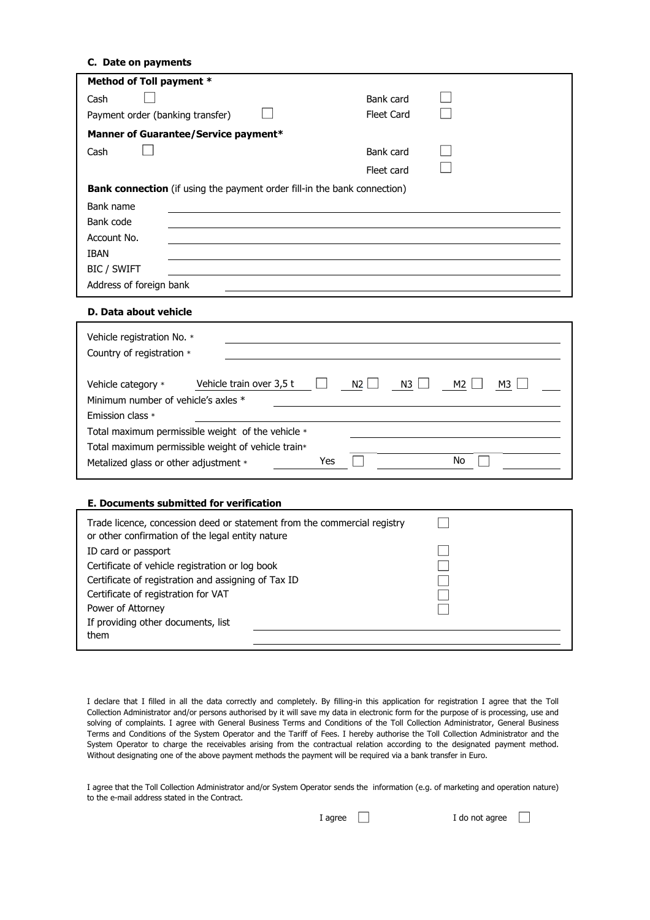### C. Date on payments

**Method of Toll payment ***

Cash ☐ | Bank card ☐

Payment order (banking transfer) ☐ | Fleet Card ☐

**Manner of Guarantee/Service payment***

Cash ☐ | Bank card ☐

Fleet card ☐

**Bank connection** (if using the payment order fill-in the bank connection)

Bank name

Bank code

Account No.

IBAN

BIC / SWIFT

Address of foreign bank

### D. Data about vehicle

Vehicle registration No. *

Country of registration *

Vehicle category * Vehicle train over 3,5 t ☐ N2 ☐ N3 ☐ M2 ☐ M3 ☐

Minimum number of vehicle's axles *

Emission class *

Total maximum permissible weight of the vehicle *

Total maximum permissible weight of vehicle train*

Metalized glass or other adjustment * Yes ☐ No ☐

### E. Documents submitted for verification

Trade licence, concession deed or statement from the commercial registry or other confirmation of the legal entity nature ☐

ID card or passport ☐

Certificate of vehicle registration or log book ☐

Certificate of registration and assigning of Tax ID ☐

Certificate of registration for VAT ☐

Power of Attorney ☐

If providing other documents, list them

I declare that I filled in all the data correctly and completely. By filling-in this application for registration I agree that the Toll Collection Administrator and/or persons authorised by it will save my data in electronic form for the purpose of is processing, use and solving of complaints. I agree with General Business Terms and Conditions of the Toll Collection Administrator, General Business Terms and Conditions of the System Operator and the Tariff of Fees. I hereby authorise the Toll Collection Administrator and the System Operator to charge the receivables arising from the contractual relation according to the designated payment method. Without designating one of the above payment methods the payment will be required via a bank transfer in Euro.

I agree that the Toll Collection Administrator and/or System Operator sends the information (e.g. of marketing and operation nature) to the e-mail address stated in the Contract.

I agree ☐ I do not agree ☐